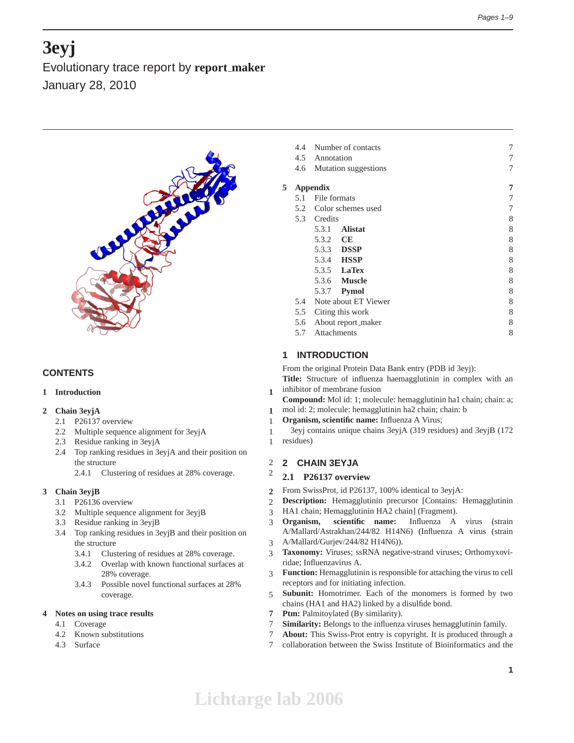# 3eyj

Evolutionary trace report by **report_maker**

January 28, 2010

## CONTENTS

1 Introduction 1

2 Chain 3eyjA 1
- 2.1 P26137 overview 1
- 2.2 Multiple sequence alignment for 3eyjA 1
- 2.3 Residue ranking in 3eyjA 1
- 2.4 Top ranking residues in 3eyjA and their position on the structure 2
  - 2.4.1 Clustering of residues at 28% coverage. 2

3 Chain 3eyjB 2
- 3.1 P26136 overview 2
- 3.2 Multiple sequence alignment for 3eyjB 3
- 3.3 Residue ranking in 3eyjB 3
- 3.4 Top ranking residues in 3eyjB and their position on the structure 3
  - 3.4.1 Clustering of residues at 28% coverage. 3
  - 3.4.2 Overlap with known functional surfaces at 28% coverage. 3
  - 3.4.3 Possible novel functional surfaces at 28% coverage. 5

4 Notes on using trace results 7
- 4.1 Coverage 7
- 4.2 Known substitutions 7
- 4.3 Surface 7
- 4.4 Number of contacts 7
- 4.5 Annotation 7
- 4.6 Mutation suggestions 7

5 Appendix 7
- 5.1 File formats 7
- 5.2 Color schemes used 7
- 5.3 Credits 8
  - 5.3.1 **Alistat** 8
  - 5.3.2 **CE** 8
  - 5.3.3 **DSSP** 8
  - 5.3.4 **HSSP** 8
  - 5.3.5 **LaTex** 8
  - 5.3.6 **Muscle** 8
  - 5.3.7 **Pymol** 8
- 5.4 Note about ET Viewer 8
- 5.5 Citing this work 8
- 5.6 About report_maker 8
- 5.7 Attachments 8

## 1 INTRODUCTION

From the original Protein Data Bank entry (PDB id 3eyj):

**Title:** Structure of influenza haemagglutinin in complex with an inhibitor of membrane fusion

**Compound:** Mol id: 1; molecule: hemagglutinin ha1 chain; chain: a; mol id: 2; molecule: hemagglutinin ha2 chain; chain: b

**Organism, scientific name:** Influenza A Virus;

3eyj contains unique chains 3eyjA (319 residues) and 3eyjB (172 residues)

## 2 CHAIN 3EYJA

### 2.1 P26137 overview

From SwissProt, id P26137, 100% identical to 3eyjA:

**Description:** Hemagglutinin precursor [Contains: Hemagglutinin HA1 chain; Hemagglutinin HA2 chain] (Fragment).

**Organism, scientific name:** Influenza A virus (strain A/Mallard/Astrakhan/244/82 H14N6) (Influenza A virus (strain A/Mallard/Gurjev/244/82 H14N6)).

**Taxonomy:** Viruses; ssRNA negative-strand viruses; Orthomyxoviridae; Influenzavirus A.

**Function:** Hemagglutinin is responsible for attaching the virus to cell receptors and for initiating infection.

**Subunit:** Homotrimer. Each of the monomers is formed by two chains (HA1 and HA2) linked by a disulfide bond.

**Ptm:** Palmitoylated (By similarity).

**Similarity:** Belongs to the influenza viruses hemagglutinin family.

**About:** This Swiss-Prot entry is copyright. It is produced through a collaboration between the Swiss Institute of Bioinformatics and the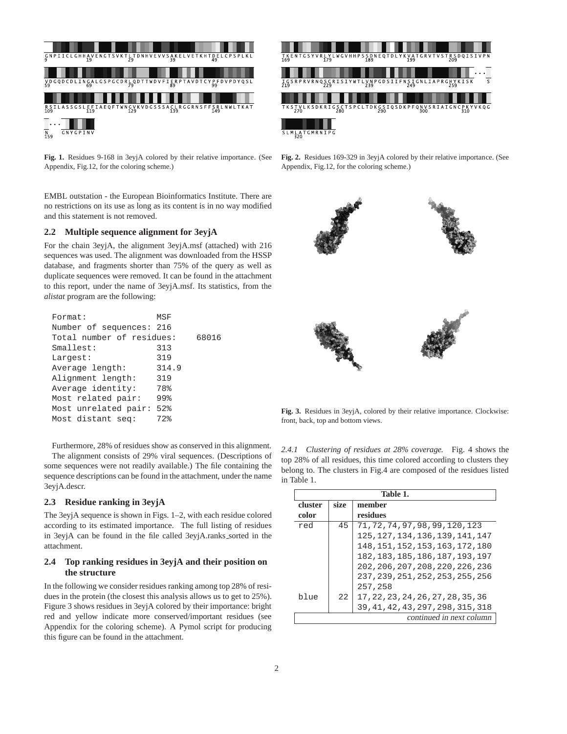Fig. 1. Residues 9-168 in 3eyjA colored by their relative importance. (See Appendix, Fig.12, for the coloring scheme.)

Fig. 2. Residues 169-329 in 3eyjA colored by their relative importance. (See Appendix, Fig.12, for the coloring scheme.)

EMBL outstation - the European Bioinformatics Institute. There are no restrictions on its use as long as its content is in no way modified and this statement is not removed.

### 2.2 Multiple sequence alignment for 3eyjA

For the chain 3eyjA, the alignment 3eyjA.msf (attached) with 216 sequences was used. The alignment was downloaded from the HSSP database, and fragments shorter than 75% of the query as well as duplicate sequences were removed. It can be found in the attachment to this report, under the name of 3eyjA.msf. Its statistics, from the *alistat* program are the following:

```
Format:                MSF
Number of sequences: 216
Total number of residues:    68016
Smallest:              313
Largest:               319
Average length:        314.9
Alignment length:      319
Average identity:      78%
Most related pair:     99%
Most unrelated pair: 52%
Most distant seq:      72%
```

Furthermore, 28% of residues show as conserved in this alignment.

The alignment consists of 29% viral sequences. (Descriptions of some sequences were not readily available.) The file containing the sequence descriptions can be found in the attachment, under the name 3eyjA.descr.

### 2.3 Residue ranking in 3eyjA

The 3eyjA sequence is shown in Figs. 1–2, with each residue colored according to its estimated importance. The full listing of residues in 3eyjA can be found in the file called 3eyjA.ranks_sorted in the attachment.

### 2.4 Top ranking residues in 3eyjA and their position on the structure

In the following we consider residues ranking among top 28% of residues in the protein (the closest this analysis allows us to get to 25%). Figure 3 shows residues in 3eyjA colored by their importance: bright red and yellow indicate more conserved/important residues (see Appendix for the coloring scheme). A Pymol script for producing this figure can be found in the attachment.

Fig. 3. Residues in 3eyjA, colored by their relative importance. Clockwise: front, back, top and bottom views.

*2.4.1 Clustering of residues at 28% coverage.* Fig. 4 shows the top 28% of all residues, this time colored according to clusters they belong to. The clusters in Fig.4 are composed of the residues listed in Table 1.

**Table 1.**

| cluster color | size | member residues |
|---|---|---|
| red | 45 | 71,72,74,97,98,99,120,123 125,127,134,136,139,141,147 148,151,152,153,163,172,180 182,183,185,186,187,193,197 202,206,207,208,220,226,236 237,239,251,252,253,255,256 257,258 |
| blue | 22 | 17,22,23,24,26,27,28,35,36 39,41,42,43,297,298,315,318 |

*continued in next column*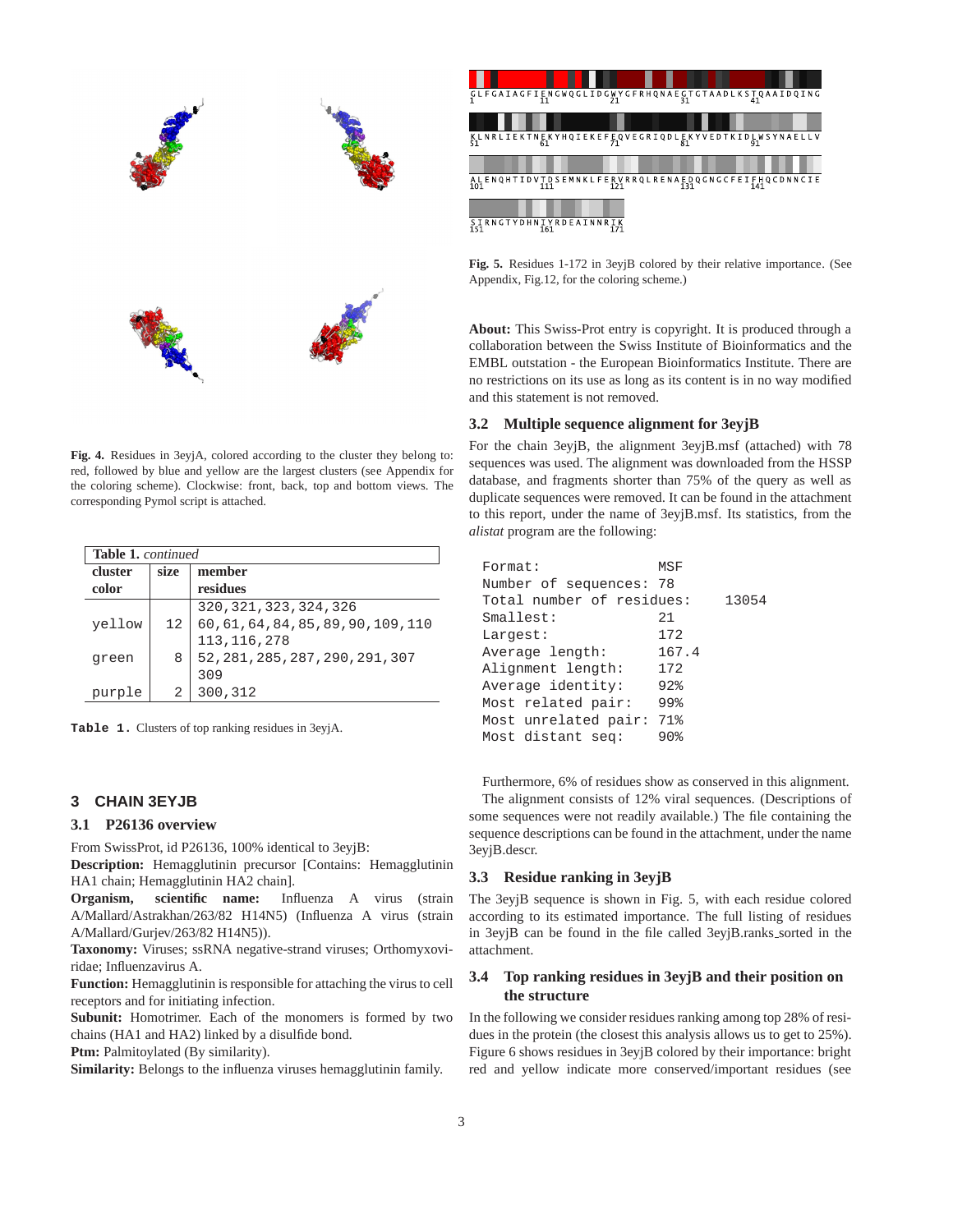**Fig. 4.** Residues in 3eyjA, colored according to the cluster they belong to: red, followed by blue and yellow are the largest clusters (see Appendix for the coloring scheme). Clockwise: front, back, top and bottom views. The corresponding Pymol script is attached.

| **Table 1.** *continued* | | |
|---|---|---|
| **cluster color** | **size** | **member residues** |
| | | 320,321,323,324,326 |
| yellow | 12 | 60,61,64,84,85,89,90,109,110 113,116,278 |
| green | 8 | 52,281,285,287,290,291,307 309 |
| purple | 2 | 300,312 |

**Table 1.** Clusters of top ranking residues in 3eyjA.

## 3 CHAIN 3EYJB

### 3.1 P26136 overview

From SwissProt, id P26136, 100% identical to 3eyjB:
**Description:** Hemagglutinin precursor [Contains: Hemagglutinin HA1 chain; Hemagglutinin HA2 chain].
**Organism, scientific name:** Influenza A virus (strain A/Mallard/Astrakhan/263/82 H14N5) (Influenza A virus (strain A/Mallard/Gurjev/263/82 H14N5)).
**Taxonomy:** Viruses; ssRNA negative-strand viruses; Orthomyxoviridae; Influenzavirus A.
**Function:** Hemagglutinin is responsible for attaching the virus to cell receptors and for initiating infection.
**Subunit:** Homotrimer. Each of the monomers is formed by two chains (HA1 and HA2) linked by a disulfide bond.
**Ptm:** Palmitoylated (By similarity).
**Similarity:** Belongs to the influenza viruses hemagglutinin family.

GLFGAIAGFIENGWQGLIDGWYGFRHQNAEGTGTAADLKSTQAAIDQING
KLNRLIEKTNEKYHQIEKEFEQVEGRIQDLEKYVEDTKIDLWSYNAELLV
ALENQHTIDVTDSEMNKLFERVRRQLRENAEDQGNGCFEIFHQCDNNCIE
SIRNGTYDHNIYRDEAINNRIK

**Fig. 5.** Residues 1-172 in 3eyjB colored by their relative importance. (See Appendix, Fig.12, for the coloring scheme.)

**About:** This Swiss-Prot entry is copyright. It is produced through a collaboration between the Swiss Institute of Bioinformatics and the EMBL outstation - the European Bioinformatics Institute. There are no restrictions on its use as long as its content is in no way modified and this statement is not removed.

### 3.2 Multiple sequence alignment for 3eyjB

For the chain 3eyjB, the alignment 3eyjB.msf (attached) with 78 sequences was used. The alignment was downloaded from the HSSP database, and fragments shorter than 75% of the query as well as duplicate sequences were removed. It can be found in the attachment to this report, under the name of 3eyjB.msf. Its statistics, from the *alistat* program are the following:

```
Format:               MSF
Number of sequences:  78
Total number of residues:    13054
Smallest:             21
Largest:              172
Average length:       167.4
Alignment length:     172
Average identity:     92%
Most related pair:    99%
Most unrelated pair:  71%
Most distant seq:     90%
```

Furthermore, 6% of residues show as conserved in this alignment.

The alignment consists of 12% viral sequences. (Descriptions of some sequences were not readily available.) The file containing the sequence descriptions can be found in the attachment, under the name 3eyjB.descr.

### 3.3 Residue ranking in 3eyjB

The 3eyjB sequence is shown in Fig. 5, with each residue colored according to its estimated importance. The full listing of residues in 3eyjB can be found in the file called 3eyjB.ranks_sorted in the attachment.

### 3.4 Top ranking residues in 3eyjB and their position on the structure

In the following we consider residues ranking among top 28% of residues in the protein (the closest this analysis allows us to get to 25%). Figure 6 shows residues in 3eyjB colored by their importance: bright red and yellow indicate more conserved/important residues (see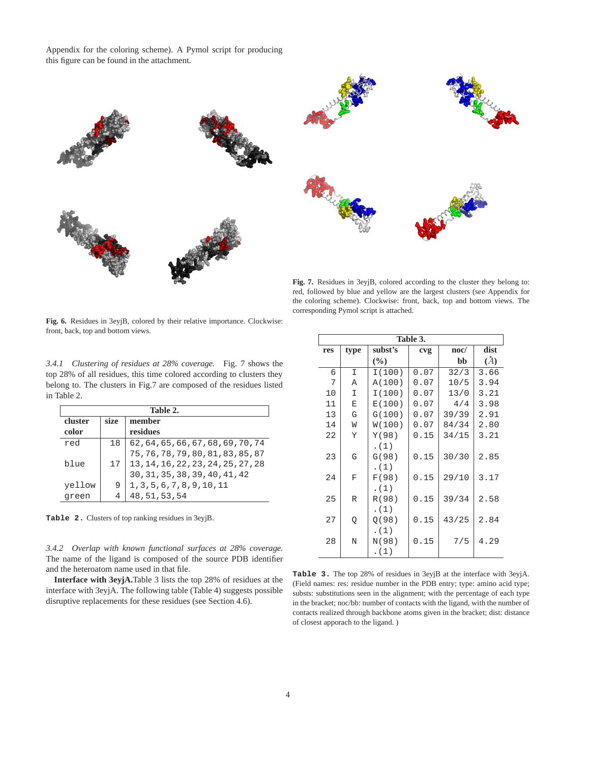Appendix for the coloring scheme). A Pymol script for producing this figure can be found in the attachment.

**Fig. 6.** Residues in 3eyjB, colored by their relative importance. Clockwise: front, back, top and bottom views.

*3.4.1 Clustering of residues at 28% coverage.* Fig. 7 shows the top 28% of all residues, this time colored according to clusters they belong to. The clusters in Fig.7 are composed of the residues listed in Table 2.

| cluster color | size | member residues |
|---|---|---|
| red | 18 | 62,64,65,66,67,68,69,70,74 75,76,78,79,80,81,83,85,87 |
| blue | 17 | 13,14,16,22,23,24,25,27,28 30,31,35,38,39,40,41,42 |
| yellow | 9 | 1,3,5,6,7,8,9,10,11 |
| green | 4 | 48,51,53,54 |

**Table 2.** Clusters of top ranking residues in 3eyjB.

*3.4.2 Overlap with known functional surfaces at 28% coverage.* The name of the ligand is composed of the source PDB identifier and the heteroatom name used in that file.

**Interface with 3eyjA.** Table 3 lists the top 28% of residues at the interface with 3eyjA. The following table (Table 4) suggests possible disruptive replacements for these residues (see Section 4.6).

**Fig. 7.** Residues in 3eyjB, colored according to the cluster they belong to: red, followed by blue and yellow are the largest clusters (see Appendix for the coloring scheme). Clockwise: front, back, top and bottom views. The corresponding Pymol script is attached.

| res | type | subst's (%) | cvg | noc/ bb | dist (Å) |
|---|---|---|---|---|---|
| 6 | I | I(100) | 0.07 | 32/3 | 3.66 |
| 7 | A | A(100) | 0.07 | 10/5 | 3.94 |
| 10 | I | I(100) | 0.07 | 13/0 | 3.21 |
| 11 | E | E(100) | 0.07 | 4/4 | 3.98 |
| 13 | G | G(100) | 0.07 | 39/39 | 2.91 |
| 14 | W | W(100) | 0.07 | 84/34 | 2.80 |
| 22 | Y | Y(98) .(1) | 0.15 | 34/15 | 3.21 |
| 23 | G | G(98) .(1) | 0.15 | 30/30 | 2.85 |
| 24 | F | F(98) .(1) | 0.15 | 29/10 | 3.17 |
| 25 | R | R(98) .(1) | 0.15 | 39/34 | 2.58 |
| 27 | Q | Q(98) .(1) | 0.15 | 43/25 | 2.84 |
| 28 | N | N(98) .(1) | 0.15 | 7/5 | 4.29 |

**Table 3.** The top 28% of residues in 3eyjB at the interface with 3eyjA. (Field names: res: residue number in the PDB entry; type: amino acid type; substs: substitutions seen in the alignment; with the percentage of each type in the bracket; noc/bb: number of contacts with the ligand, with the number of contacts realized through backbone atoms given in the bracket; dist: distance of closest apporach to the ligand. )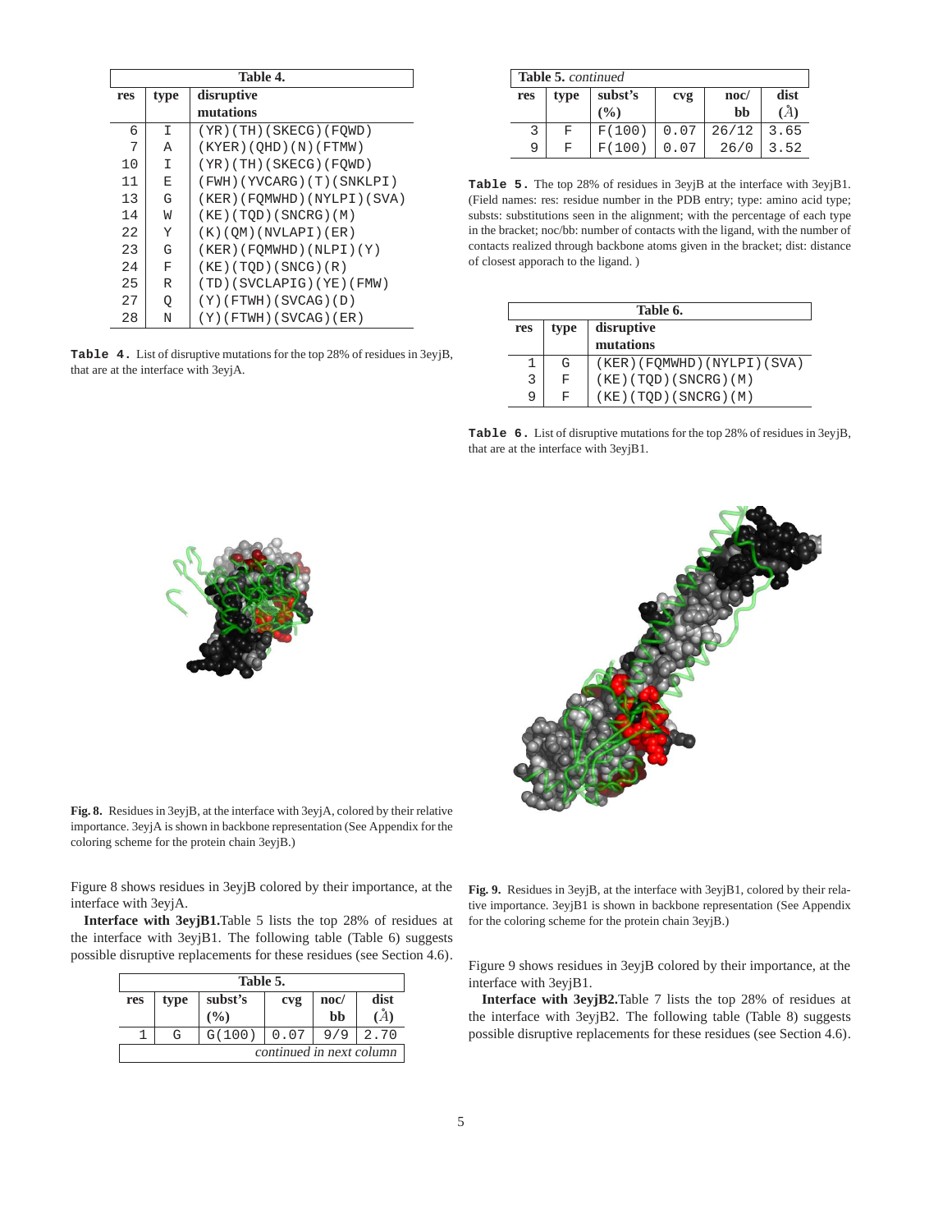| res | type | disruptive mutations |
|---|---|---|
| 6 | I | (YR)(TH)(SKECG)(FQWD) |
| 7 | A | (KYER)(QHD)(N)(FTMW) |
| 10 | I | (YR)(TH)(SKECG)(FQWD) |
| 11 | E | (FWH)(YVCARG)(T)(SNKLPI) |
| 13 | G | (KER)(FQMWHD)(NYLPI)(SVA) |
| 14 | W | (KE)(TQD)(SNCRG)(M) |
| 22 | Y | (K)(QM)(NVLAPI)(ER) |
| 23 | G | (KER)(FQMWHD)(NLPI)(Y) |
| 24 | F | (KE)(TQD)(SNCG)(R) |
| 25 | R | (TD)(SVCLAPIG)(YE)(FMW) |
| 27 | Q | (Y)(FTWH)(SVCAG)(D) |
| 28 | N | (Y)(FTWH)(SVCAG)(ER) |

**Table 4.** List of disruptive mutations for the top 28% of residues in 3eyjB, that are at the interface with 3eyjA.

**Fig. 8.** Residues in 3eyjB, at the interface with 3eyjA, colored by their relative importance. 3eyjA is shown in backbone representation (See Appendix for the coloring scheme for the protein chain 3eyjB.)

Figure 8 shows residues in 3eyjB colored by their importance, at the interface with 3eyjA.

**Interface with 3eyjB1.** Table 5 lists the top 28% of residues at the interface with 3eyjB1. The following table (Table 6) suggests possible disruptive replacements for these residues (see Section 4.6).

| res | type | subst's (%) | cvg | noc/ bb | dist (Å) |
|---|---|---|---|---|---|
| 1 | G | G(100) | 0.07 | 9/9 | 2.70 |
| 3 | F | F(100) | 0.07 | 26/12 | 3.65 |
| 9 | F | F(100) | 0.07 | 26/0 | 3.52 |

**Table 5.** The top 28% of residues in 3eyjB at the interface with 3eyjB1. (Field names: res: residue number in the PDB entry; type: amino acid type; substs: substitutions seen in the alignment; with the percentage of each type in the bracket; noc/bb: number of contacts with the ligand, with the number of contacts realized through backbone atoms given in the bracket; dist: distance of closest apporach to the ligand. )

| res | type | disruptive mutations |
|---|---|---|
| 1 | G | (KER)(FQMWHD)(NYLPI)(SVA) |
| 3 | F | (KE)(TQD)(SNCRG)(M) |
| 9 | F | (KE)(TQD)(SNCRG)(M) |

**Table 6.** List of disruptive mutations for the top 28% of residues in 3eyjB, that are at the interface with 3eyjB1.

**Fig. 9.** Residues in 3eyjB, at the interface with 3eyjB1, colored by their relative importance. 3eyjB1 is shown in backbone representation (See Appendix for the coloring scheme for the protein chain 3eyjB.)

Figure 9 shows residues in 3eyjB colored by their importance, at the interface with 3eyjB1.

**Interface with 3eyjB2.** Table 7 lists the top 28% of residues at the interface with 3eyjB2. The following table (Table 8) suggests possible disruptive replacements for these residues (see Section 4.6).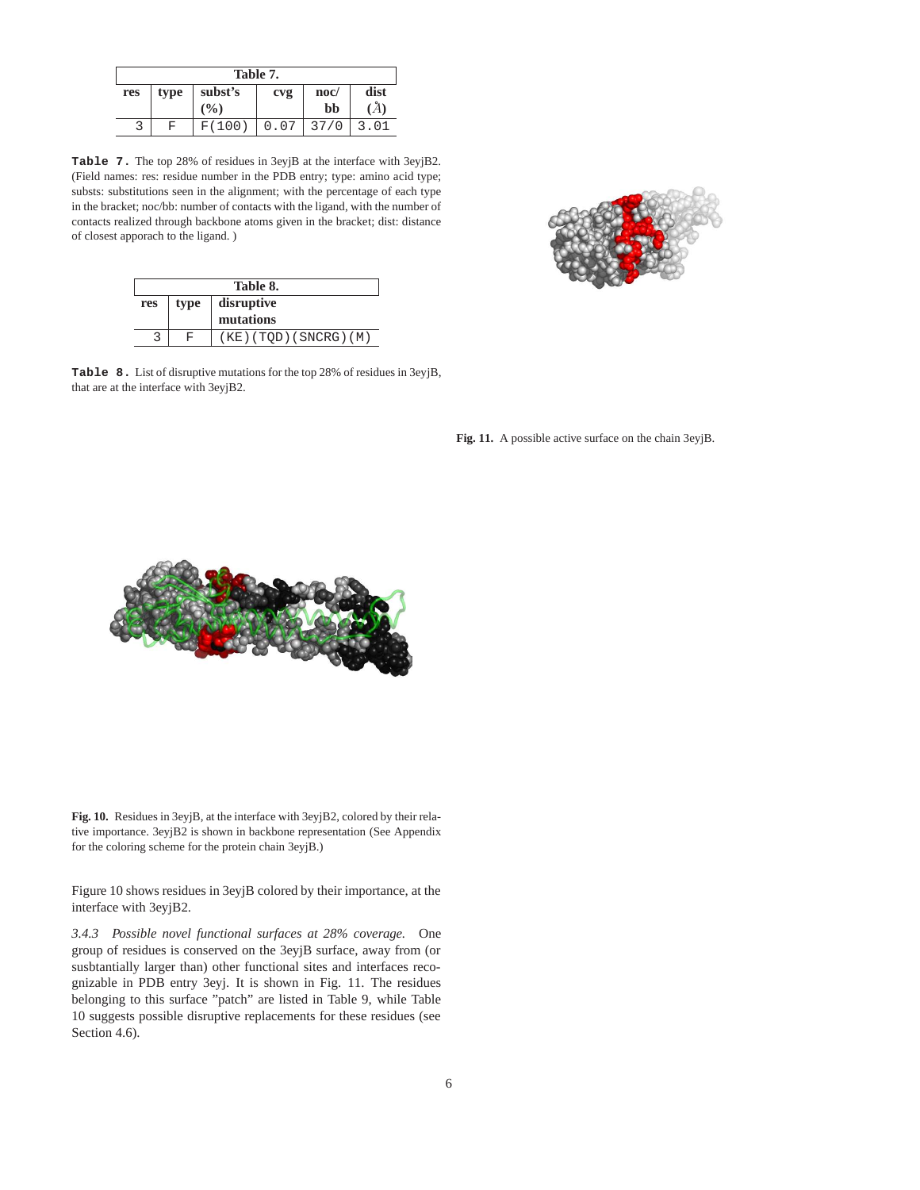| Table 7. | | | | | |
|---|---|---|---|---|---|
| res | type | subst's (%) | cvg | noc/ bb | dist (Å) |
| 3 | F | F(100) | 0.07 | 37/0 | 3.01 |

**Table 7.** The top 28% of residues in 3eyjB at the interface with 3eyjB2. (Field names: res: residue number in the PDB entry; type: amino acid type; substs: substitutions seen in the alignment; with the percentage of each type in the bracket; noc/bb: number of contacts with the ligand, with the number of contacts realized through backbone atoms given in the bracket; dist: distance of closest apporach to the ligand. )

| Table 8. | | |
|---|---|---|
| res | type | disruptive mutations |
| 3 | F | (KE)(TQD)(SNCRG)(M) |

**Table 8.** List of disruptive mutations for the top 28% of residues in 3eyjB, that are at the interface with 3eyjB2.

**Fig. 11.** A possible active surface on the chain 3eyjB.

**Fig. 10.** Residues in 3eyjB, at the interface with 3eyjB2, colored by their relative importance. 3eyjB2 is shown in backbone representation (See Appendix for the coloring scheme for the protein chain 3eyjB.)

Figure 10 shows residues in 3eyjB colored by their importance, at the interface with 3eyjB2.

*3.4.3 Possible novel functional surfaces at 28% coverage.* One group of residues is conserved on the 3eyjB surface, away from (or susbtantially larger than) other functional sites and interfaces recognizable in PDB entry 3eyj. It is shown in Fig. 11. The residues belonging to this surface "patch" are listed in Table 9, while Table 10 suggests possible disruptive replacements for these residues (see Section 4.6).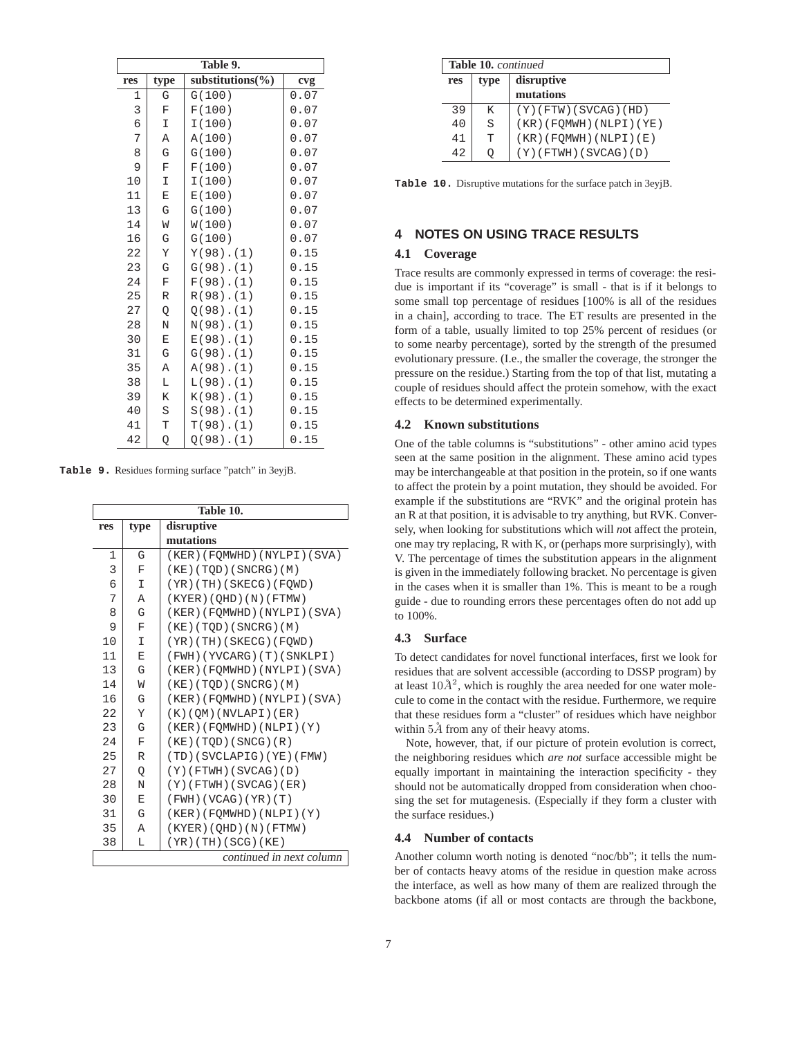| res | type | substitutions(%) | cvg |
|---|---|---|---|
| 1 | G | G(100) | 0.07 |
| 3 | F | F(100) | 0.07 |
| 6 | I | I(100) | 0.07 |
| 7 | A | A(100) | 0.07 |
| 8 | G | G(100) | 0.07 |
| 9 | F | F(100) | 0.07 |
| 10 | I | I(100) | 0.07 |
| 11 | E | E(100) | 0.07 |
| 13 | G | G(100) | 0.07 |
| 14 | W | W(100) | 0.07 |
| 16 | G | G(100) | 0.07 |
| 22 | Y | Y(98).(1) | 0.15 |
| 23 | G | G(98).(1) | 0.15 |
| 24 | F | F(98).(1) | 0.15 |
| 25 | R | R(98).(1) | 0.15 |
| 27 | Q | Q(98).(1) | 0.15 |
| 28 | N | N(98).(1) | 0.15 |
| 30 | E | E(98).(1) | 0.15 |
| 31 | G | G(98).(1) | 0.15 |
| 35 | A | A(98).(1) | 0.15 |
| 38 | L | L(98).(1) | 0.15 |
| 39 | K | K(98).(1) | 0.15 |
| 40 | S | S(98).(1) | 0.15 |
| 41 | T | T(98).(1) | 0.15 |
| 42 | Q | Q(98).(1) | 0.15 |

**Table 9.** Residues forming surface "patch" in 3eyjB.

| res | type | disruptive mutations |
|---|---|---|
| 1 | G | (KER)(FQMWHD)(NYLPI)(SVA) |
| 3 | F | (KE)(TQD)(SNCRG)(M) |
| 6 | I | (YR)(TH)(SKECG)(FQWD) |
| 7 | A | (KYER)(QHD)(N)(FTMW) |
| 8 | G | (KER)(FQMWHD)(NYLPI)(SVA) |
| 9 | F | (KE)(TQD)(SNCRG)(M) |
| 10 | I | (YR)(TH)(SKECG)(FQWD) |
| 11 | E | (FWH)(YVCARG)(T)(SNKLPI) |
| 13 | G | (KER)(FQMWHD)(NYLPI)(SVA) |
| 14 | W | (KE)(TQD)(SNCRG)(M) |
| 16 | G | (KER)(FQMWHD)(NYLPI)(SVA) |
| 22 | Y | (K)(QM)(NVLAPI)(ER) |
| 23 | G | (KER)(FQMWHD)(NLPI)(Y) |
| 24 | F | (KE)(TQD)(SNCG)(R) |
| 25 | R | (TD)(SVCLAPIG)(YE)(FMW) |
| 27 | Q | (Y)(FTWH)(SVCAG)(D) |
| 28 | N | (Y)(FTWH)(SVCAG)(ER) |
| 30 | E | (FWH)(VCAG)(YR)(T) |
| 31 | G | (KER)(FQMWHD)(NLPI)(Y) |
| 35 | A | (KYER)(QHD)(N)(FTMW) |
| 38 | L | (YR)(TH)(SCG)(KE) |
| 39 | K | (Y)(FTW)(SVCAG)(HD) |
| 40 | S | (KR)(FQMWH)(NLPI)(YE) |
| 41 | T | (KR)(FQMWH)(NLPI)(E) |
| 42 | Q | (Y)(FTWH)(SVCAG)(D) |

**Table 10.** Disruptive mutations for the surface patch in 3eyjB.

## 4 NOTES ON USING TRACE RESULTS

### 4.1 Coverage

Trace results are commonly expressed in terms of coverage: the residue is important if its "coverage" is small - that is if it belongs to some small top percentage of residues [100% is all of the residues in a chain], according to trace. The ET results are presented in the form of a table, usually limited to top 25% percent of residues (or to some nearby percentage), sorted by the strength of the presumed evolutionary pressure. (I.e., the smaller the coverage, the stronger the pressure on the residue.) Starting from the top of that list, mutating a couple of residues should affect the protein somehow, with the exact effects to be determined experimentally.

### 4.2 Known substitutions

One of the table columns is "substitutions" - other amino acid types seen at the same position in the alignment. These amino acid types may be interchangeable at that position in the protein, so if one wants to affect the protein by a point mutation, they should be avoided. For example if the substitutions are "RVK" and the original protein has an R at that position, it is advisable to try anything, but RVK. Conversely, when looking for substitutions which will *n*ot affect the protein, one may try replacing, R with K, or (perhaps more surprisingly), with V. The percentage of times the substitution appears in the alignment is given in the immediately following bracket. No percentage is given in the cases when it is smaller than 1%. This is meant to be a rough guide - due to rounding errors these percentages often do not add up to 100%.

### 4.3 Surface

To detect candidates for novel functional interfaces, first we look for residues that are solvent accessible (according to DSSP program) by at least $10\mathring{A}^2$, which is roughly the area needed for one water molecule to come in the contact with the residue. Furthermore, we require that these residues form a "cluster" of residues which have neighbor within $5\mathring{A}$ from any of their heavy atoms.

Note, however, that, if our picture of protein evolution is correct, the neighboring residues which *are not* surface accessible might be equally important in maintaining the interaction specificity - they should not be automatically dropped from consideration when choosing the set for mutagenesis. (Especially if they form a cluster with the surface residues.)

### 4.4 Number of contacts

Another column worth noting is denoted "noc/bb"; it tells the number of contacts heavy atoms of the residue in question make across the interface, as well as how many of them are realized through the backbone atoms (if all or most contacts are through the backbone,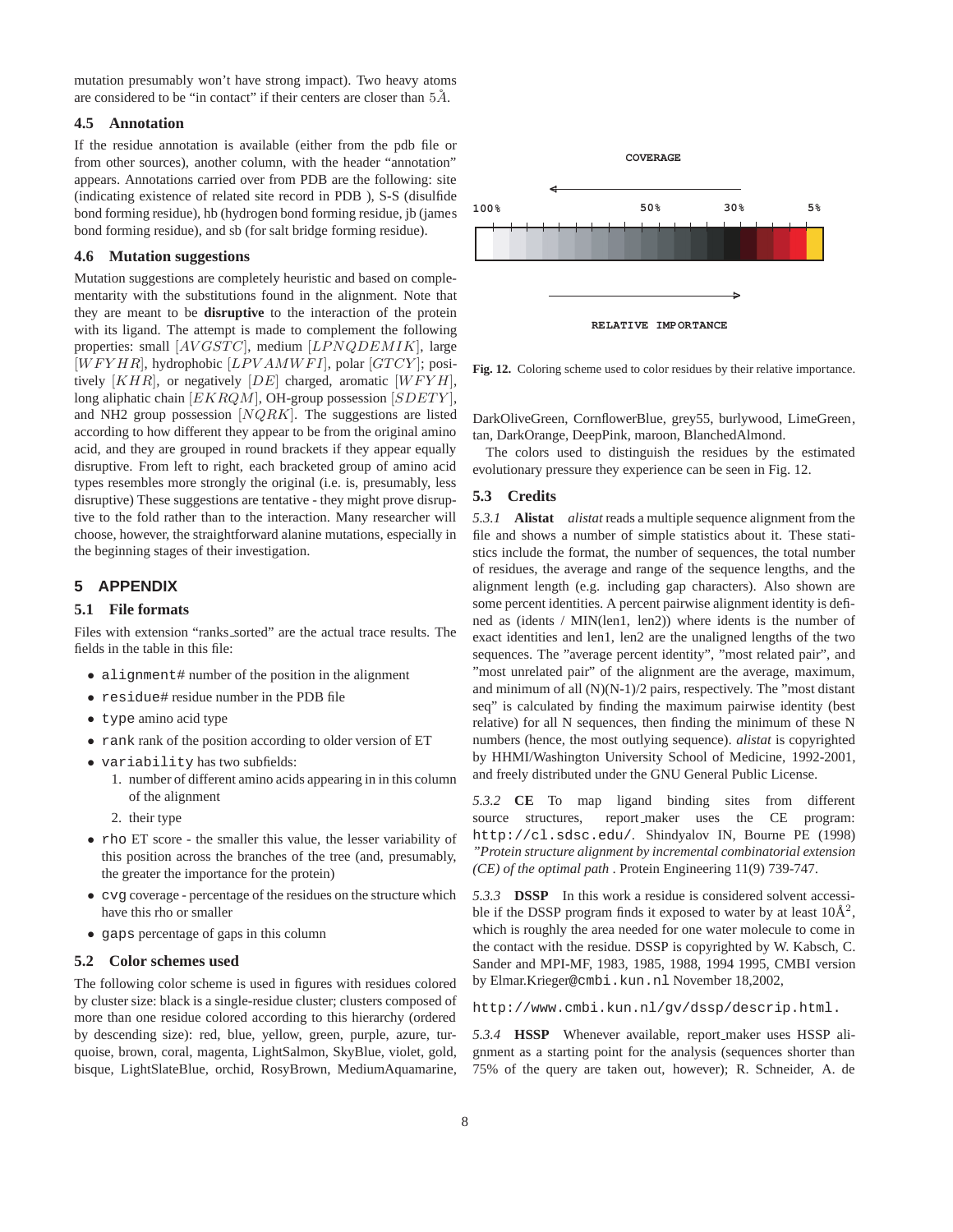mutation presumably won't have strong impact). Two heavy atoms are considered to be "in contact" if their centers are closer than $5\AA$.

### 4.5 Annotation

If the residue annotation is available (either from the pdb file or from other sources), another column, with the header "annotation" appears. Annotations carried over from PDB are the following: site (indicating existence of related site record in PDB ), S-S (disulfide bond forming residue), hb (hydrogen bond forming residue, jb (james bond forming residue), and sb (for salt bridge forming residue).

### 4.6 Mutation suggestions

Mutation suggestions are completely heuristic and based on complementarity with the substitutions found in the alignment. Note that they are meant to be **disruptive** to the interaction of the protein with its ligand. The attempt is made to complement the following properties: small $[AVGSTC]$, medium $[LPNQDEMIK]$, large $[WFYHR]$, hydrophobic $[LPVAMWFI]$, polar $[GTCY]$; positively $[KHR]$, or negatively $[DE]$ charged, aromatic $[WFYH]$, long aliphatic chain $[EKRQM]$, OH-group possession $[SDETY]$, and NH2 group possession $[NQRK]$. The suggestions are listed according to how different they appear to be from the original amino acid, and they are grouped in round brackets if they appear equally disruptive. From left to right, each bracketed group of amino acid types resembles more strongly the original (i.e. is, presumably, less disruptive) These suggestions are tentative - they might prove disruptive to the fold rather than to the interaction. Many researcher will choose, however, the straightforward alanine mutations, especially in the beginning stages of their investigation.

## 5 APPENDIX

### 5.1 File formats

Files with extension "ranks_sorted" are the actual trace results. The fields in the table in this file:

- `alignment#` number of the position in the alignment
- `residue#` residue number in the PDB file
- `type` amino acid type
- `rank` rank of the position according to older version of ET
- `variability` has two subfields:
  1. number of different amino acids appearing in in this column of the alignment
  2. their type
- `rho` ET score - the smaller this value, the lesser variability of this position across the branches of the tree (and, presumably, the greater the importance for the protein)
- `cvg` coverage - percentage of the residues on the structure which have this rho or smaller
- `gaps` percentage of gaps in this column

### 5.2 Color schemes used

The following color scheme is used in figures with residues colored by cluster size: black is a single-residue cluster; clusters composed of more than one residue colored according to this hierarchy (ordered by descending size): red, blue, yellow, green, purple, azure, turquoise, brown, coral, magenta, LightSalmon, SkyBlue, violet, gold, bisque, LightSlateBlue, orchid, RosyBrown, MediumAquamarine, DarkOliveGreen, CornflowerBlue, grey55, burlywood, LimeGreen, tan, DarkOrange, DeepPink, maroon, BlanchedAlmond.

COVERAGE

100% 50% 30% 5%

RELATIVE IMPORTANCE

**Fig. 12.** Coloring scheme used to color residues by their relative importance.

The colors used to distinguish the residues by the estimated evolutionary pressure they experience can be seen in Fig. 12.

### 5.3 Credits

*5.3.1* **Alistat** *alistat* reads a multiple sequence alignment from the file and shows a number of simple statistics about it. These statistics include the format, the number of sequences, the total number of residues, the average and range of the sequence lengths, and the alignment length (e.g. including gap characters). Also shown are some percent identities. A percent pairwise alignment identity is defined as (idents / MIN(len1, len2)) where idents is the number of exact identities and len1, len2 are the unaligned lengths of the two sequences. The "average percent identity", "most related pair", and "most unrelated pair" of the alignment are the average, maximum, and minimum of all (N)(N-1)/2 pairs, respectively. The "most distant seq" is calculated by finding the maximum pairwise identity (best relative) for all N sequences, then finding the minimum of these N numbers (hence, the most outlying sequence). *alistat* is copyrighted by HHMI/Washington University School of Medicine, 1992-2001, and freely distributed under the GNU General Public License.

*5.3.2* **CE** To map ligand binding sites from different source structures, report_maker uses the CE program: `http://cl.sdsc.edu/`. Shindyalov IN, Bourne PE (1998) *"Protein structure alignment by incremental combinatorial extension (CE) of the optimal path* . Protein Engineering 11(9) 739-747.

*5.3.3* **DSSP** In this work a residue is considered solvent accessible if the DSSP program finds it exposed to water by at least $10\AA^2$, which is roughly the area needed for one water molecule to come in the contact with the residue. DSSP is copyrighted by W. Kabsch, C. Sander and MPI-MF, 1983, 1985, 1988, 1994 1995, CMBI version by Elmar.Krieger@`cmbi.kun.nl` November 18,2002,

`http://www.cmbi.kun.nl/gv/dssp/descrip.html.`

*5.3.4* **HSSP** Whenever available, report_maker uses HSSP alignment as a starting point for the analysis (sequences shorter than 75% of the query are taken out, however); R. Schneider, A. de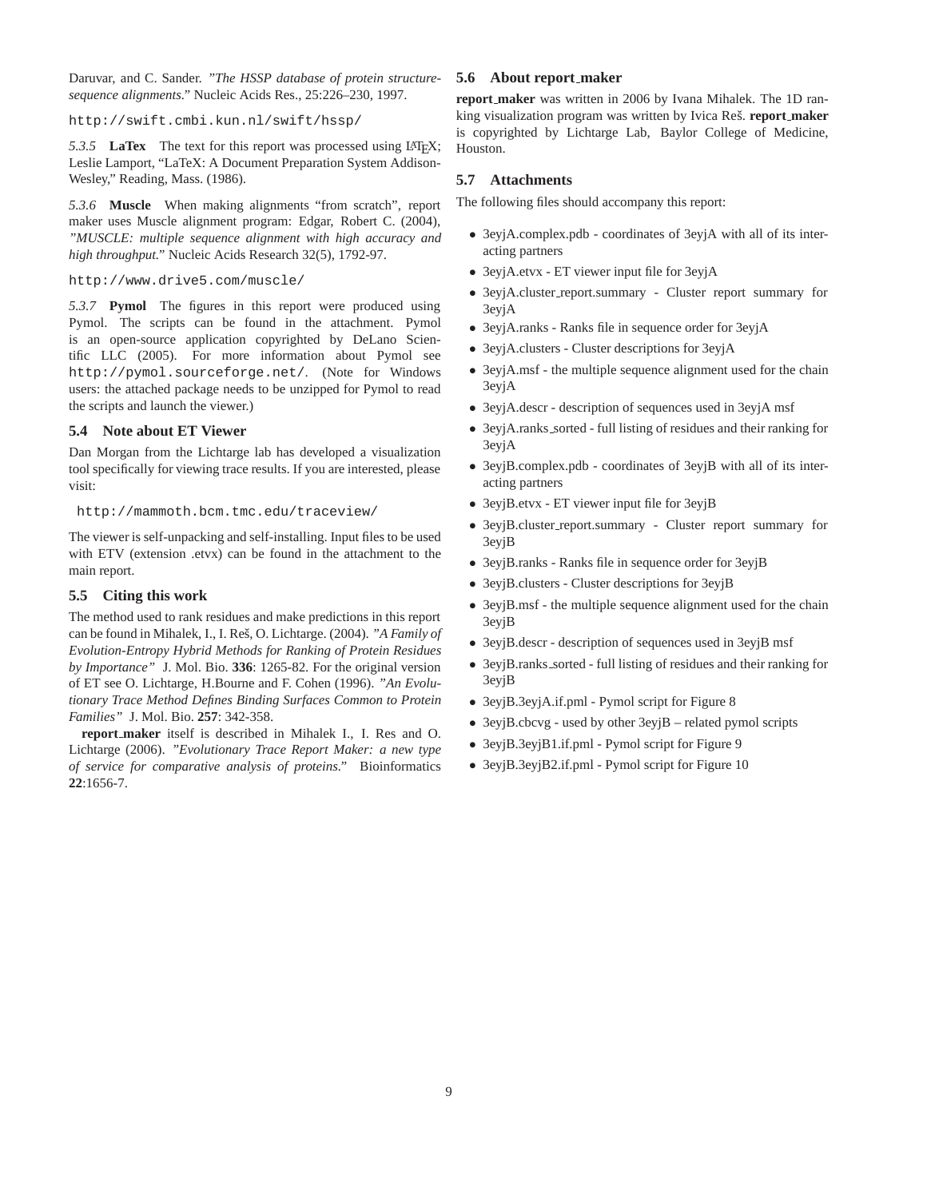Daruvar, and C. Sander. *"The HSSP database of protein structure-sequence alignments."* Nucleic Acids Res., 25:226–230, 1997.

```
http://swift.cmbi.kun.nl/swift/hssp/
```

*5.3.5* **LaTex** The text for this report was processed using LaTeX; Leslie Lamport, "LaTeX: A Document Preparation System Addison-Wesley," Reading, Mass. (1986).

*5.3.6* **Muscle** When making alignments "from scratch", report maker uses Muscle alignment program: Edgar, Robert C. (2004), *"MUSCLE: multiple sequence alignment with high accuracy and high throughput."* Nucleic Acids Research 32(5), 1792-97.

```
http://www.drive5.com/muscle/
```

*5.3.7* **Pymol** The figures in this report were produced using Pymol. The scripts can be found in the attachment. Pymol is an open-source application copyrighted by DeLano Scientific LLC (2005). For more information about Pymol see http://pymol.sourceforge.net/. (Note for Windows users: the attached package needs to be unzipped for Pymol to read the scripts and launch the viewer.)

### 5.4 Note about ET Viewer

Dan Morgan from the Lichtarge lab has developed a visualization tool specifically for viewing trace results. If you are interested, please visit:

```
http://mammoth.bcm.tmc.edu/traceview/
```

The viewer is self-unpacking and self-installing. Input files to be used with ETV (extension .etvx) can be found in the attachment to the main report.

### 5.5 Citing this work

The method used to rank residues and make predictions in this report can be found in Mihalek, I., I. Reš, O. Lichtarge. (2004). *"A Family of Evolution-Entropy Hybrid Methods for Ranking of Protein Residues by Importance"* J. Mol. Bio. **336**: 1265-82. For the original version of ET see O. Lichtarge, H.Bourne and F. Cohen (1996). *"An Evolutionary Trace Method Defines Binding Surfaces Common to Protein Families"* J. Mol. Bio. **257**: 342-358.

**report_maker** itself is described in Mihalek I., I. Res and O. Lichtarge (2006). *"Evolutionary Trace Report Maker: a new type of service for comparative analysis of proteins."* Bioinformatics **22**:1656-7.

### 5.6 About report_maker

**report_maker** was written in 2006 by Ivana Mihalek. The 1D ranking visualization program was written by Ivica Reš. **report_maker** is copyrighted by Lichtarge Lab, Baylor College of Medicine, Houston.

### 5.7 Attachments

The following files should accompany this report:

- 3eyjA.complex.pdb - coordinates of 3eyjA with all of its interacting partners
- 3eyjA.etvx - ET viewer input file for 3eyjA
- 3eyjA.cluster_report.summary - Cluster report summary for 3eyjA
- 3eyjA.ranks - Ranks file in sequence order for 3eyjA
- 3eyjA.clusters - Cluster descriptions for 3eyjA
- 3eyjA.msf - the multiple sequence alignment used for the chain 3eyjA
- 3eyjA.descr - description of sequences used in 3eyjA msf
- 3eyjA.ranks_sorted - full listing of residues and their ranking for 3eyjA
- 3eyjB.complex.pdb - coordinates of 3eyjB with all of its interacting partners
- 3eyjB.etvx - ET viewer input file for 3eyjB
- 3eyjB.cluster_report.summary - Cluster report summary for 3eyjB
- 3eyjB.ranks - Ranks file in sequence order for 3eyjB
- 3eyjB.clusters - Cluster descriptions for 3eyjB
- 3eyjB.msf - the multiple sequence alignment used for the chain 3eyjB
- 3eyjB.descr - description of sequences used in 3eyjB msf
- 3eyjB.ranks_sorted - full listing of residues and their ranking for 3eyjB
- 3eyjB.3eyjA.if.pml - Pymol script for Figure 8
- 3eyjB.cbcvg - used by other 3eyjB – related pymol scripts
- 3eyjB.3eyjB1.if.pml - Pymol script for Figure 9
- 3eyjB.3eyjB2.if.pml - Pymol script for Figure 10